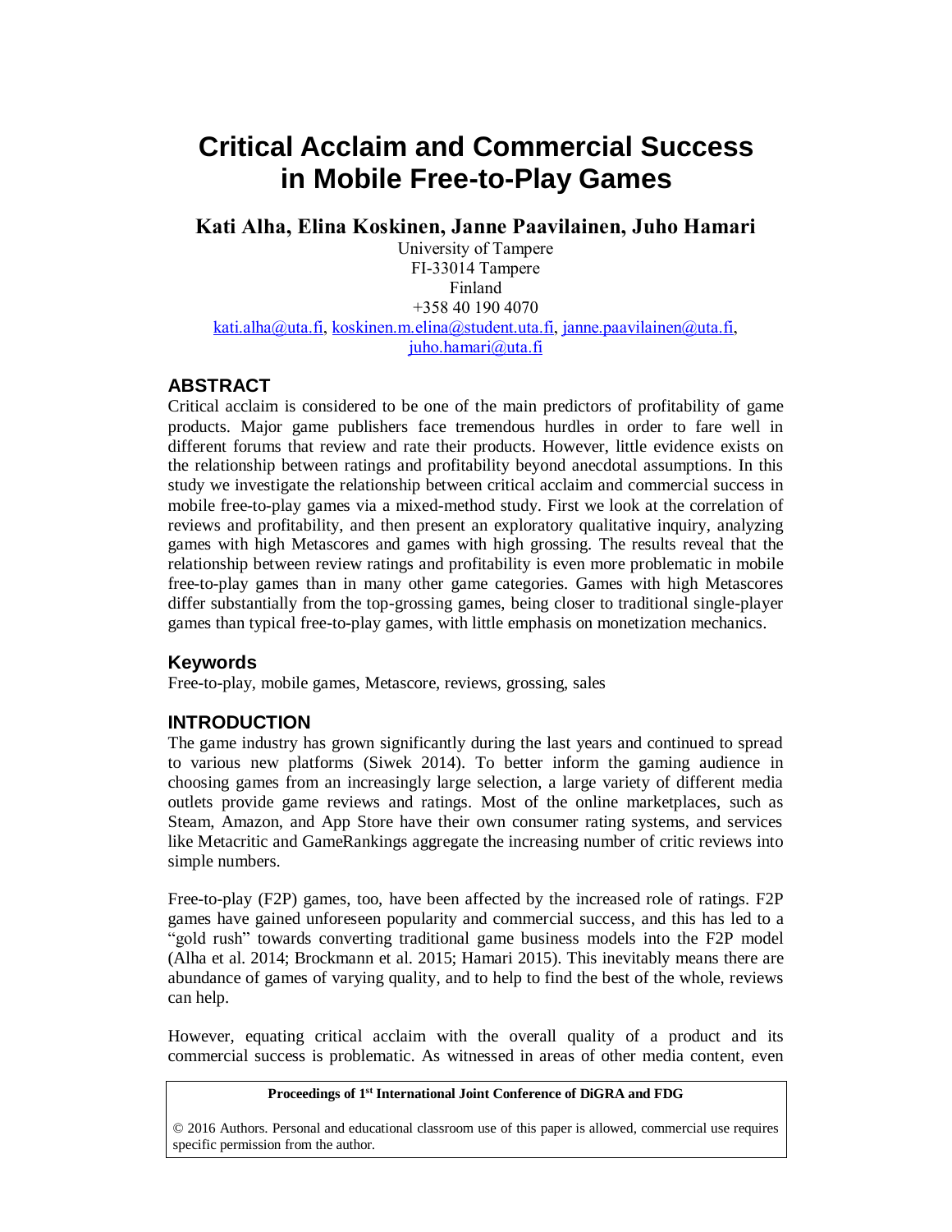# Critical Acclaim and Commercial Success in Mobile Free-to-Play Games

**Kati Alha, Elina Koskinen, Janne Paavilainen, Juho Hamari**

University of Tampere
FI-33014 Tampere
Finland
+358 40 190 4070
kati.alha@uta.fi, koskinen.m.elina@student.uta.fi, janne.paavilainen@uta.fi, juho.hamari@uta.fi

## ABSTRACT

Critical acclaim is considered to be one of the main predictors of profitability of game products. Major game publishers face tremendous hurdles in order to fare well in different forums that review and rate their products. However, little evidence exists on the relationship between ratings and profitability beyond anecdotal assumptions. In this study we investigate the relationship between critical acclaim and commercial success in mobile free-to-play games via a mixed-method study. First we look at the correlation of reviews and profitability, and then present an exploratory qualitative inquiry, analyzing games with high Metascores and games with high grossing. The results reveal that the relationship between review ratings and profitability is even more problematic in mobile free-to-play games than in many other game categories. Games with high Metascores differ substantially from the top-grossing games, being closer to traditional single-player games than typical free-to-play games, with little emphasis on monetization mechanics.

### Keywords

Free-to-play, mobile games, Metascore, reviews, grossing, sales

## INTRODUCTION

The game industry has grown significantly during the last years and continued to spread to various new platforms (Siwek 2014). To better inform the gaming audience in choosing games from an increasingly large selection, a large variety of different media outlets provide game reviews and ratings. Most of the online marketplaces, such as Steam, Amazon, and App Store have their own consumer rating systems, and services like Metacritic and GameRankings aggregate the increasing number of critic reviews into simple numbers.

Free-to-play (F2P) games, too, have been affected by the increased role of ratings. F2P games have gained unforeseen popularity and commercial success, and this has led to a "gold rush" towards converting traditional game business models into the F2P model (Alha et al. 2014; Brockmann et al. 2015; Hamari 2015). This inevitably means there are abundance of games of varying quality, and to help to find the best of the whole, reviews can help.

However, equating critical acclaim with the overall quality of a product and its commercial success is problematic. As witnessed in areas of other media content, even

**Proceedings of 1st International Joint Conference of DiGRA and FDG**

© 2016 Authors. Personal and educational classroom use of this paper is allowed, commercial use requires specific permission from the author.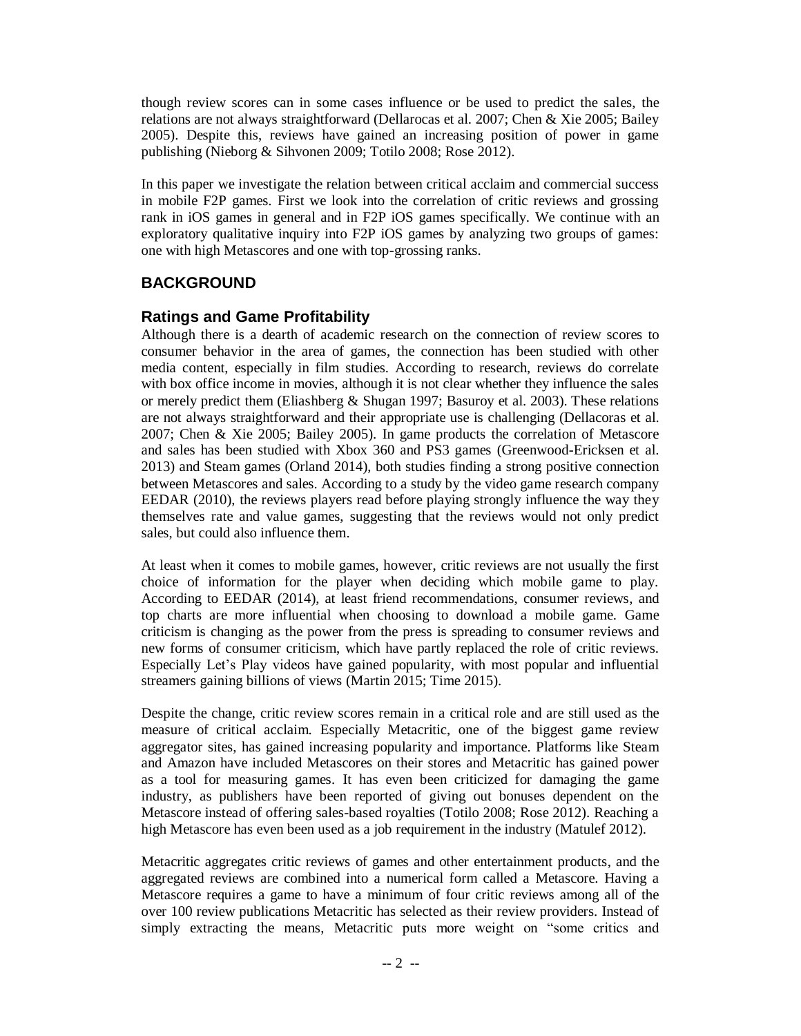though review scores can in some cases influence or be used to predict the sales, the relations are not always straightforward (Dellarocas et al. 2007; Chen & Xie 2005; Bailey 2005). Despite this, reviews have gained an increasing position of power in game publishing (Nieborg & Sihvonen 2009; Totilo 2008; Rose 2012).

In this paper we investigate the relation between critical acclaim and commercial success in mobile F2P games. First we look into the correlation of critic reviews and grossing rank in iOS games in general and in F2P iOS games specifically. We continue with an exploratory qualitative inquiry into F2P iOS games by analyzing two groups of games: one with high Metascores and one with top-grossing ranks.

## BACKGROUND

### Ratings and Game Profitability

Although there is a dearth of academic research on the connection of review scores to consumer behavior in the area of games, the connection has been studied with other media content, especially in film studies. According to research, reviews do correlate with box office income in movies, although it is not clear whether they influence the sales or merely predict them (Eliashberg & Shugan 1997; Basuroy et al. 2003). These relations are not always straightforward and their appropriate use is challenging (Dellacoras et al. 2007; Chen & Xie 2005; Bailey 2005). In game products the correlation of Metascore and sales has been studied with Xbox 360 and PS3 games (Greenwood-Ericksen et al. 2013) and Steam games (Orland 2014), both studies finding a strong positive connection between Metascores and sales. According to a study by the video game research company EEDAR (2010), the reviews players read before playing strongly influence the way they themselves rate and value games, suggesting that the reviews would not only predict sales, but could also influence them.

At least when it comes to mobile games, however, critic reviews are not usually the first choice of information for the player when deciding which mobile game to play. According to EEDAR (2014), at least friend recommendations, consumer reviews, and top charts are more influential when choosing to download a mobile game. Game criticism is changing as the power from the press is spreading to consumer reviews and new forms of consumer criticism, which have partly replaced the role of critic reviews. Especially Let's Play videos have gained popularity, with most popular and influential streamers gaining billions of views (Martin 2015; Time 2015).

Despite the change, critic review scores remain in a critical role and are still used as the measure of critical acclaim. Especially Metacritic, one of the biggest game review aggregator sites, has gained increasing popularity and importance. Platforms like Steam and Amazon have included Metascores on their stores and Metacritic has gained power as a tool for measuring games. It has even been criticized for damaging the game industry, as publishers have been reported of giving out bonuses dependent on the Metascore instead of offering sales-based royalties (Totilo 2008; Rose 2012). Reaching a high Metascore has even been used as a job requirement in the industry (Matulef 2012).

Metacritic aggregates critic reviews of games and other entertainment products, and the aggregated reviews are combined into a numerical form called a Metascore. Having a Metascore requires a game to have a minimum of four critic reviews among all of the over 100 review publications Metacritic has selected as their review providers. Instead of simply extracting the means, Metacritic puts more weight on "some critics and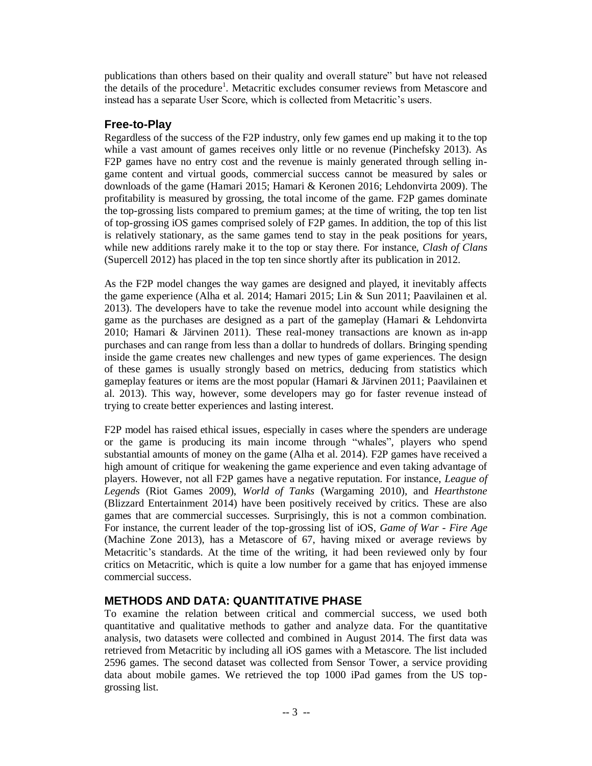publications than others based on their quality and overall stature" but have not released the details of the procedure[1]. Metacritic excludes consumer reviews from Metascore and instead has a separate User Score, which is collected from Metacritic's users.

## Free-to-Play

Regardless of the success of the F2P industry, only few games end up making it to the top while a vast amount of games receives only little or no revenue (Pinchefsky 2013). As F2P games have no entry cost and the revenue is mainly generated through selling in-game content and virtual goods, commercial success cannot be measured by sales or downloads of the game (Hamari 2015; Hamari & Keronen 2016; Lehdonvirta 2009). The profitability is measured by grossing, the total income of the game. F2P games dominate the top-grossing lists compared to premium games; at the time of writing, the top ten list of top-grossing iOS games comprised solely of F2P games. In addition, the top of this list is relatively stationary, as the same games tend to stay in the peak positions for years, while new additions rarely make it to the top or stay there. For instance, *Clash of Clans* (Supercell 2012) has placed in the top ten since shortly after its publication in 2012.

As the F2P model changes the way games are designed and played, it inevitably affects the game experience (Alha et al. 2014; Hamari 2015; Lin & Sun 2011; Paavilainen et al. 2013). The developers have to take the revenue model into account while designing the game as the purchases are designed as a part of the gameplay (Hamari & Lehdonvirta 2010; Hamari & Järvinen 2011). These real-money transactions are known as in-app purchases and can range from less than a dollar to hundreds of dollars. Bringing spending inside the game creates new challenges and new types of game experiences. The design of these games is usually strongly based on metrics, deducing from statistics which gameplay features or items are the most popular (Hamari & Järvinen 2011; Paavilainen et al. 2013). This way, however, some developers may go for faster revenue instead of trying to create better experiences and lasting interest.

F2P model has raised ethical issues, especially in cases where the spenders are underage or the game is producing its main income through "whales", players who spend substantial amounts of money on the game (Alha et al. 2014). F2P games have received a high amount of critique for weakening the game experience and even taking advantage of players. However, not all F2P games have a negative reputation. For instance, *League of Legends* (Riot Games 2009), *World of Tanks* (Wargaming 2010), and *Hearthstone* (Blizzard Entertainment 2014) have been positively received by critics. These are also games that are commercial successes. Surprisingly, this is not a common combination. For instance, the current leader of the top-grossing list of iOS, *Game of War - Fire Age* (Machine Zone 2013), has a Metascore of 67, having mixed or average reviews by Metacritic's standards. At the time of the writing, it had been reviewed only by four critics on Metacritic, which is quite a low number for a game that has enjoyed immense commercial success.

## METHODS AND DATA: QUANTITATIVE PHASE

To examine the relation between critical and commercial success, we used both quantitative and qualitative methods to gather and analyze data. For the quantitative analysis, two datasets were collected and combined in August 2014. The first data was retrieved from Metacritic by including all iOS games with a Metascore. The list included 2596 games. The second dataset was collected from Sensor Tower, a service providing data about mobile games. We retrieved the top 1000 iPad games from the US top-grossing list.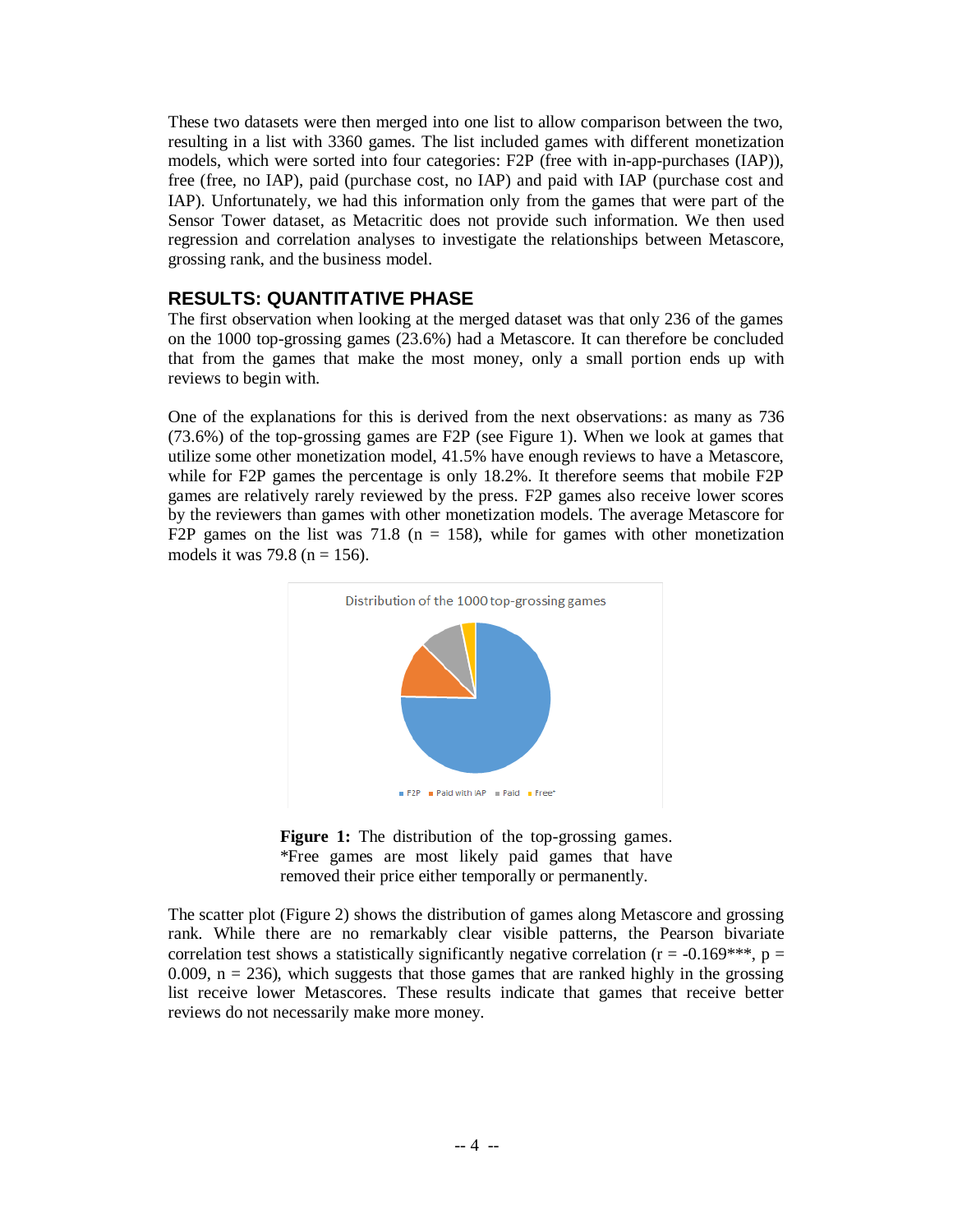These two datasets were then merged into one list to allow comparison between the two, resulting in a list with 3360 games. The list included games with different monetization models, which were sorted into four categories: F2P (free with in-app-purchases (IAP)), free (free, no IAP), paid (purchase cost, no IAP) and paid with IAP (purchase cost and IAP). Unfortunately, we had this information only from the games that were part of the Sensor Tower dataset, as Metacritic does not provide such information. We then used regression and correlation analyses to investigate the relationships between Metascore, grossing rank, and the business model.

## RESULTS: QUANTITATIVE PHASE

The first observation when looking at the merged dataset was that only 236 of the games on the 1000 top-grossing games (23.6%) had a Metascore. It can therefore be concluded that from the games that make the most money, only a small portion ends up with reviews to begin with.

One of the explanations for this is derived from the next observations: as many as 736 (73.6%) of the top-grossing games are F2P (see Figure 1). When we look at games that utilize some other monetization model, 41.5% have enough reviews to have a Metascore, while for F2P games the percentage is only 18.2%. It therefore seems that mobile F2P games are relatively rarely reviewed by the press. F2P games also receive lower scores by the reviewers than games with other monetization models. The average Metascore for F2P games on the list was 71.8 (n = 158), while for games with other monetization models it was 79.8 (n = 156).

**Figure 1:** The distribution of the top-grossing games. *Free games are most likely paid games that have removed their price either temporally or permanently.

The scatter plot (Figure 2) shows the distribution of games along Metascore and grossing rank. While there are no remarkably clear visible patterns, the Pearson bivariate correlation test shows a statistically significantly negative correlation ($r = -0.169^{***}$, $p = 0.009$, $n = 236$), which suggests that those games that are ranked highly in the grossing list receive lower Metascores. These results indicate that games that receive better reviews do not necessarily make more money.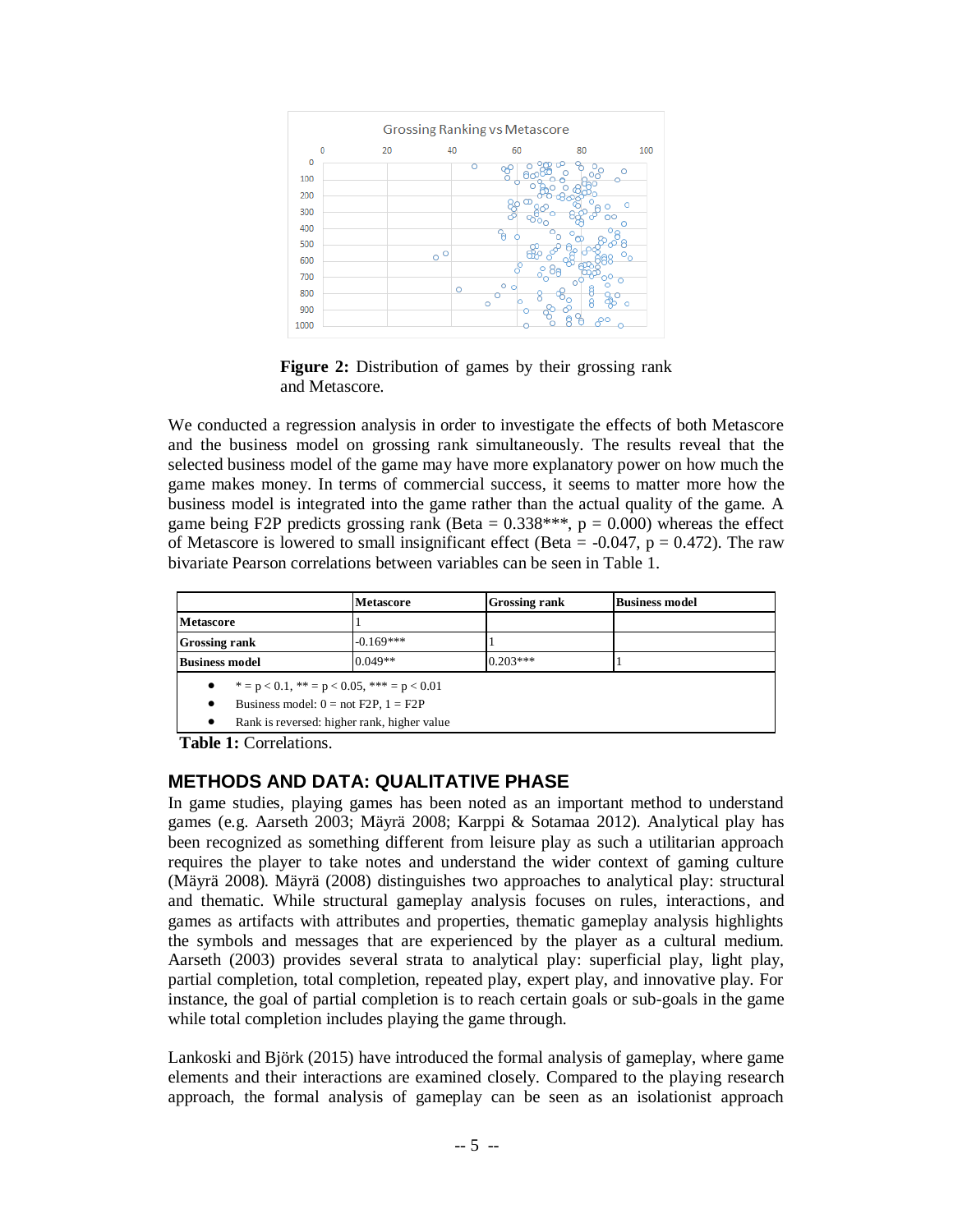**Figure 2:** Distribution of games by their grossing rank and Metascore.

We conducted a regression analysis in order to investigate the effects of both Metascore and the business model on grossing rank simultaneously. The results reveal that the selected business model of the game may have more explanatory power on how much the game makes money. In terms of commercial success, it seems to matter more how the business model is integrated into the game rather than the actual quality of the game. A game being F2P predicts grossing rank (Beta = 0.338***, $p = 0.000$) whereas the effect of Metascore is lowered to small insignificant effect (Beta = -0.047, $p = 0.472$). The raw bivariate Pearson correlations between variables can be seen in Table 1.

| | Metascore | Grossing rank | Business model |
|---|---|---|---|
| **Metascore** | 1 | | |
| **Grossing rank** | -0.169*** | 1 | |
| **Business model** | 0.049** | 0.203*** | 1 |

- * = $p < 0.1$, ** = $p < 0.05$, *** = $p < 0.01$
- Business model: 0 = not F2P, 1 = F2P
- Rank is reversed: higher rank, higher value

**Table 1:** Correlations.

## METHODS AND DATA: QUALITATIVE PHASE

In game studies, playing games has been noted as an important method to understand games (e.g. Aarseth 2003; Mäyrä 2008; Karppi & Sotamaa 2012). Analytical play has been recognized as something different from leisure play as such a utilitarian approach requires the player to take notes and understand the wider context of gaming culture (Mäyrä 2008). Mäyrä (2008) distinguishes two approaches to analytical play: structural and thematic. While structural gameplay analysis focuses on rules, interactions, and games as artifacts with attributes and properties, thematic gameplay analysis highlights the symbols and messages that are experienced by the player as a cultural medium. Aarseth (2003) provides several strata to analytical play: superficial play, light play, partial completion, total completion, repeated play, expert play, and innovative play. For instance, the goal of partial completion is to reach certain goals or sub-goals in the game while total completion includes playing the game through.

Lankoski and Björk (2015) have introduced the formal analysis of gameplay, where game elements and their interactions are examined closely. Compared to the playing research approach, the formal analysis of gameplay can be seen as an isolationist approach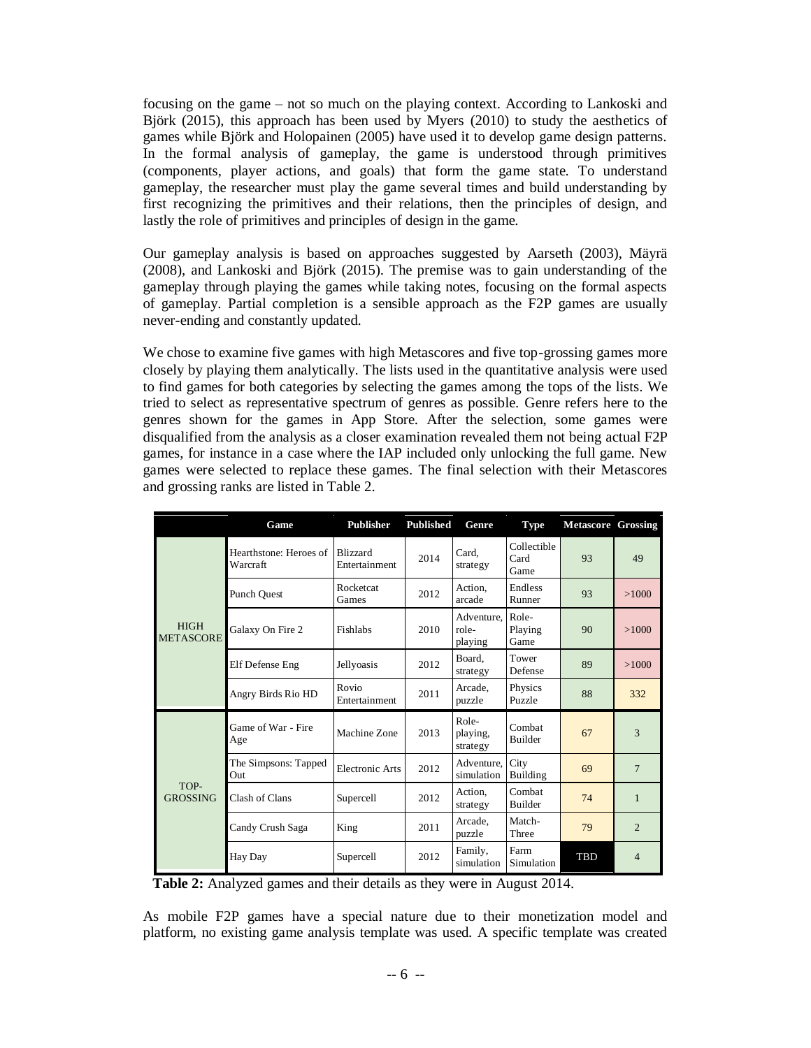focusing on the game – not so much on the playing context. According to Lankoski and Björk (2015), this approach has been used by Myers (2010) to study the aesthetics of games while Björk and Holopainen (2005) have used it to develop game design patterns. In the formal analysis of gameplay, the game is understood through primitives (components, player actions, and goals) that form the game state. To understand gameplay, the researcher must play the game several times and build understanding by first recognizing the primitives and their relations, then the principles of design, and lastly the role of primitives and principles of design in the game.

Our gameplay analysis is based on approaches suggested by Aarseth (2003), Mäyrä (2008), and Lankoski and Björk (2015). The premise was to gain understanding of the gameplay through playing the games while taking notes, focusing on the formal aspects of gameplay. Partial completion is a sensible approach as the F2P games are usually never-ending and constantly updated.

We chose to examine five games with high Metascores and five top-grossing games more closely by playing them analytically. The lists used in the quantitative analysis were used to find games for both categories by selecting the games among the tops of the lists. We tried to select as representative spectrum of genres as possible. Genre refers here to the genres shown for the games in App Store. After the selection, some games were disqualified from the analysis as a closer examination revealed them not being actual F2P games, for instance in a case where the IAP included only unlocking the full game. New games were selected to replace these games. The final selection with their Metascores and grossing ranks are listed in Table 2.

| | Game | Publisher | Published | Genre | Type | Metascore | Grossing |
|---|---|---|---|---|---|---|---|
| HIGH METASCORE | Hearthstone: Heroes of Warcraft | Blizzard Entertainment | 2014 | Card, strategy | Collectible Card Game | 93 | 49 |
| | Punch Quest | Rocketcat Games | 2012 | Action, arcade | Endless Runner | 93 | >1000 |
| | Galaxy On Fire 2 | Fishlabs | 2010 | Adventure, role-playing | Role-Playing Game | 90 | >1000 |
| | Elf Defense Eng | Jellyoasis | 2012 | Board, strategy | Tower Defense | 89 | >1000 |
| | Angry Birds Rio HD | Rovio Entertainment | 2011 | Arcade, puzzle | Physics Puzzle | 88 | 332 |
| TOP-GROSSING | Game of War - Fire Age | Machine Zone | 2013 | Role-playing, strategy | Combat Builder | 67 | 3 |
| | The Simpsons: Tapped Out | Electronic Arts | 2012 | Adventure, simulation | City Building | 69 | 7 |
| | Clash of Clans | Supercell | 2012 | Action, strategy | Combat Builder | 74 | 1 |
| | Candy Crush Saga | King | 2011 | Arcade, puzzle | Match-Three | 79 | 2 |
| | Hay Day | Supercell | 2012 | Family, simulation | Farm Simulation | TBD | 4 |

**Table 2:** Analyzed games and their details as they were in August 2014.

As mobile F2P games have a special nature due to their monetization model and platform, no existing game analysis template was used. A specific template was created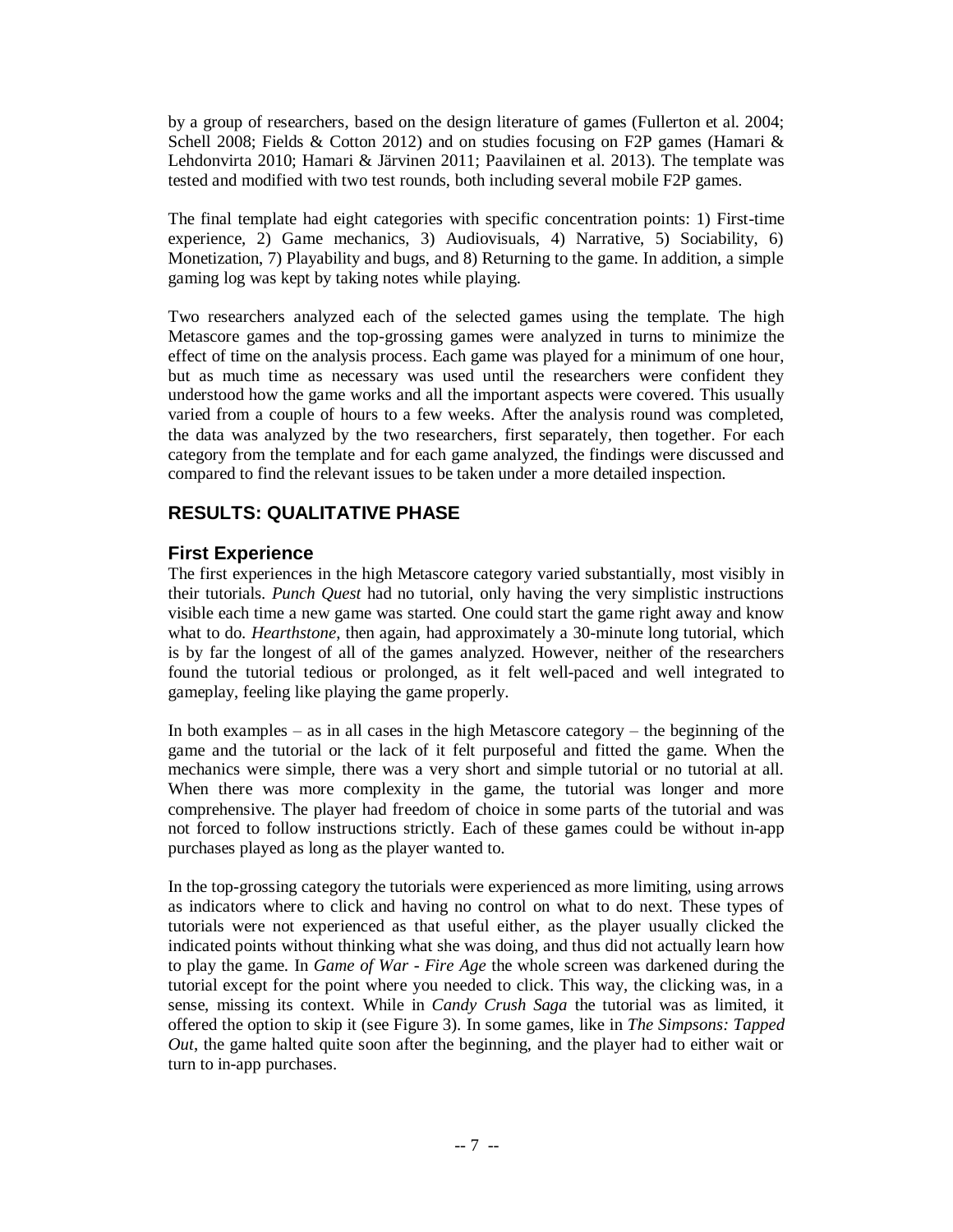by a group of researchers, based on the design literature of games (Fullerton et al. 2004; Schell 2008; Fields & Cotton 2012) and on studies focusing on F2P games (Hamari & Lehdonvirta 2010; Hamari & Järvinen 2011; Paavilainen et al. 2013). The template was tested and modified with two test rounds, both including several mobile F2P games.

The final template had eight categories with specific concentration points: 1) First-time experience, 2) Game mechanics, 3) Audiovisuals, 4) Narrative, 5) Sociability, 6) Monetization, 7) Playability and bugs, and 8) Returning to the game. In addition, a simple gaming log was kept by taking notes while playing.

Two researchers analyzed each of the selected games using the template. The high Metascore games and the top-grossing games were analyzed in turns to minimize the effect of time on the analysis process. Each game was played for a minimum of one hour, but as much time as necessary was used until the researchers were confident they understood how the game works and all the important aspects were covered. This usually varied from a couple of hours to a few weeks. After the analysis round was completed, the data was analyzed by the two researchers, first separately, then together. For each category from the template and for each game analyzed, the findings were discussed and compared to find the relevant issues to be taken under a more detailed inspection.

## RESULTS: QUALITATIVE PHASE

### First Experience

The first experiences in the high Metascore category varied substantially, most visibly in their tutorials. *Punch Quest* had no tutorial, only having the very simplistic instructions visible each time a new game was started. One could start the game right away and know what to do. *Hearthstone*, then again, had approximately a 30-minute long tutorial, which is by far the longest of all of the games analyzed. However, neither of the researchers found the tutorial tedious or prolonged, as it felt well-paced and well integrated to gameplay, feeling like playing the game properly.

In both examples – as in all cases in the high Metascore category – the beginning of the game and the tutorial or the lack of it felt purposeful and fitted the game. When the mechanics were simple, there was a very short and simple tutorial or no tutorial at all. When there was more complexity in the game, the tutorial was longer and more comprehensive. The player had freedom of choice in some parts of the tutorial and was not forced to follow instructions strictly. Each of these games could be without in-app purchases played as long as the player wanted to.

In the top-grossing category the tutorials were experienced as more limiting, using arrows as indicators where to click and having no control on what to do next. These types of tutorials were not experienced as that useful either, as the player usually clicked the indicated points without thinking what she was doing, and thus did not actually learn how to play the game. In *Game of War - Fire Age* the whole screen was darkened during the tutorial except for the point where you needed to click. This way, the clicking was, in a sense, missing its context. While in *Candy Crush Saga* the tutorial was as limited, it offered the option to skip it (see Figure 3). In some games, like in *The Simpsons: Tapped Out*, the game halted quite soon after the beginning, and the player had to either wait or turn to in-app purchases.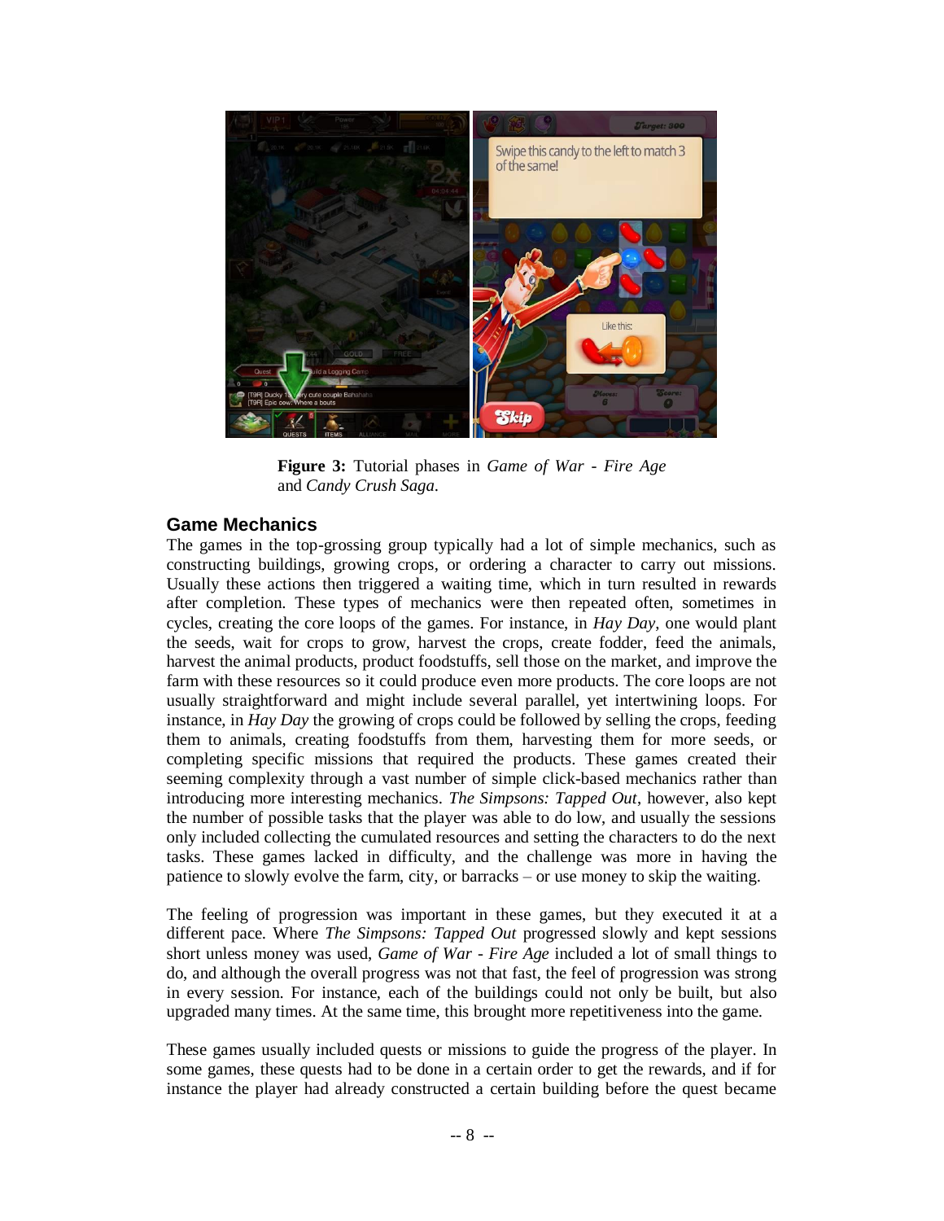**Figure 3:** Tutorial phases in *Game of War - Fire Age* and *Candy Crush Saga*.

## Game Mechanics

The games in the top-grossing group typically had a lot of simple mechanics, such as constructing buildings, growing crops, or ordering a character to carry out missions. Usually these actions then triggered a waiting time, which in turn resulted in rewards after completion. These types of mechanics were then repeated often, sometimes in cycles, creating the core loops of the games. For instance, in *Hay Day*, one would plant the seeds, wait for crops to grow, harvest the crops, create fodder, feed the animals, harvest the animal products, product foodstuffs, sell those on the market, and improve the farm with these resources so it could produce even more products. The core loops are not usually straightforward and might include several parallel, yet intertwining loops. For instance, in *Hay Day* the growing of crops could be followed by selling the crops, feeding them to animals, creating foodstuffs from them, harvesting them for more seeds, or completing specific missions that required the products. These games created their seeming complexity through a vast number of simple click-based mechanics rather than introducing more interesting mechanics. *The Simpsons: Tapped Out*, however, also kept the number of possible tasks that the player was able to do low, and usually the sessions only included collecting the cumulated resources and setting the characters to do the next tasks. These games lacked in difficulty, and the challenge was more in having the patience to slowly evolve the farm, city, or barracks – or use money to skip the waiting.

The feeling of progression was important in these games, but they executed it at a different pace. Where *The Simpsons: Tapped Out* progressed slowly and kept sessions short unless money was used, *Game of War - Fire Age* included a lot of small things to do, and although the overall progress was not that fast, the feel of progression was strong in every session. For instance, each of the buildings could not only be built, but also upgraded many times. At the same time, this brought more repetitiveness into the game.

These games usually included quests or missions to guide the progress of the player. In some games, these quests had to be done in a certain order to get the rewards, and if for instance the player had already constructed a certain building before the quest became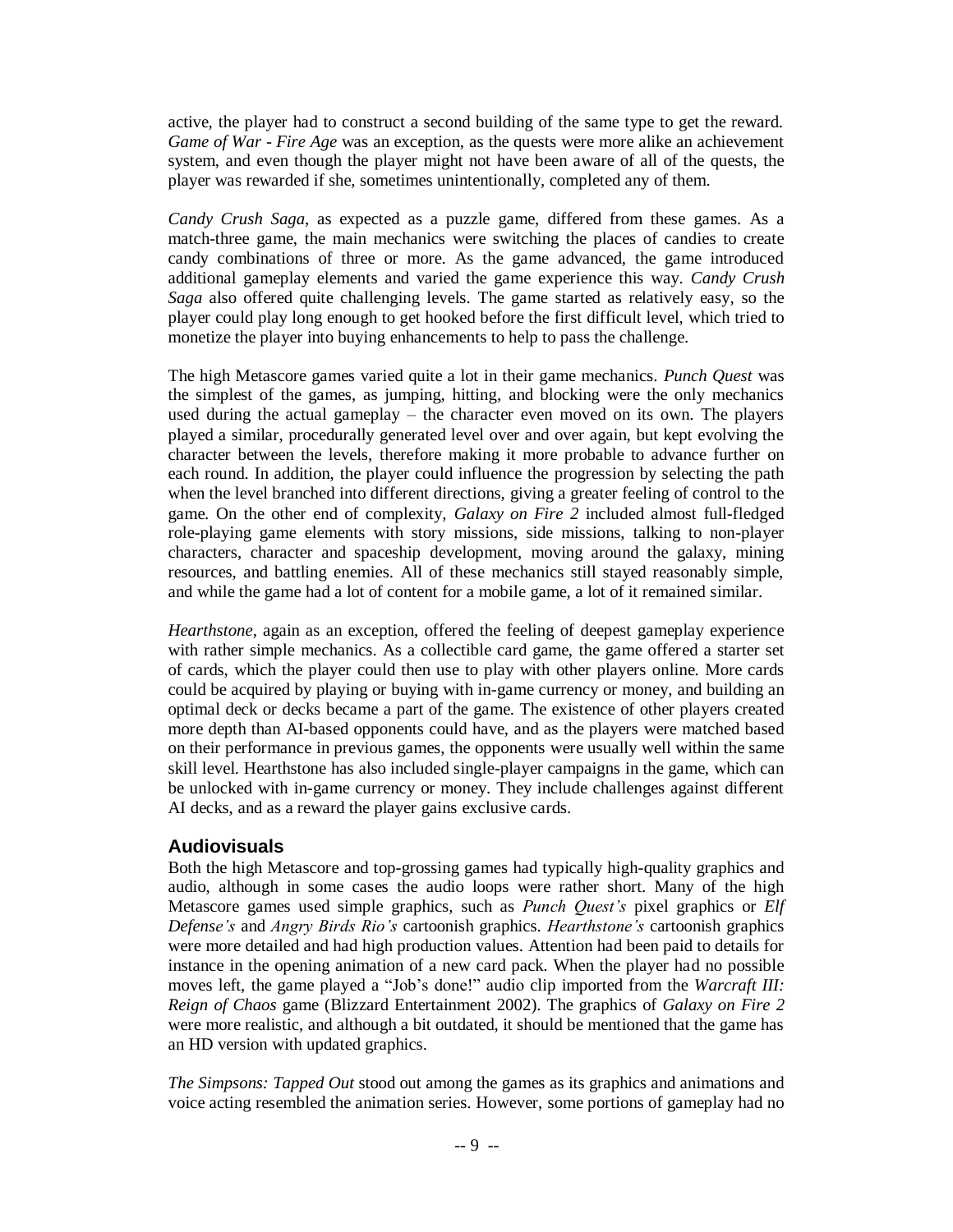active, the player had to construct a second building of the same type to get the reward. *Game of War - Fire Age* was an exception, as the quests were more alike an achievement system, and even though the player might not have been aware of all of the quests, the player was rewarded if she, sometimes unintentionally, completed any of them.

*Candy Crush Saga*, as expected as a puzzle game, differed from these games. As a match-three game, the main mechanics were switching the places of candies to create candy combinations of three or more. As the game advanced, the game introduced additional gameplay elements and varied the game experience this way. *Candy Crush Saga* also offered quite challenging levels. The game started as relatively easy, so the player could play long enough to get hooked before the first difficult level, which tried to monetize the player into buying enhancements to help to pass the challenge.

The high Metascore games varied quite a lot in their game mechanics. *Punch Quest* was the simplest of the games, as jumping, hitting, and blocking were the only mechanics used during the actual gameplay – the character even moved on its own. The players played a similar, procedurally generated level over and over again, but kept evolving the character between the levels, therefore making it more probable to advance further on each round. In addition, the player could influence the progression by selecting the path when the level branched into different directions, giving a greater feeling of control to the game. On the other end of complexity, *Galaxy on Fire 2* included almost full-fledged role-playing game elements with story missions, side missions, talking to non-player characters, character and spaceship development, moving around the galaxy, mining resources, and battling enemies. All of these mechanics still stayed reasonably simple, and while the game had a lot of content for a mobile game, a lot of it remained similar.

*Hearthstone*, again as an exception, offered the feeling of deepest gameplay experience with rather simple mechanics. As a collectible card game, the game offered a starter set of cards, which the player could then use to play with other players online. More cards could be acquired by playing or buying with in-game currency or money, and building an optimal deck or decks became a part of the game. The existence of other players created more depth than AI-based opponents could have, and as the players were matched based on their performance in previous games, the opponents were usually well within the same skill level. Hearthstone has also included single-player campaigns in the game, which can be unlocked with in-game currency or money. They include challenges against different AI decks, and as a reward the player gains exclusive cards.

## Audiovisuals

Both the high Metascore and top-grossing games had typically high-quality graphics and audio, although in some cases the audio loops were rather short. Many of the high Metascore games used simple graphics, such as *Punch Quest's* pixel graphics or *Elf Defense's* and *Angry Birds Rio's* cartoonish graphics. *Hearthstone's* cartoonish graphics were more detailed and had high production values. Attention had been paid to details for instance in the opening animation of a new card pack. When the player had no possible moves left, the game played a "Job's done!" audio clip imported from the *Warcraft III: Reign of Chaos* game (Blizzard Entertainment 2002). The graphics of *Galaxy on Fire 2* were more realistic, and although a bit outdated, it should be mentioned that the game has an HD version with updated graphics.

*The Simpsons: Tapped Out* stood out among the games as its graphics and animations and voice acting resembled the animation series. However, some portions of gameplay had no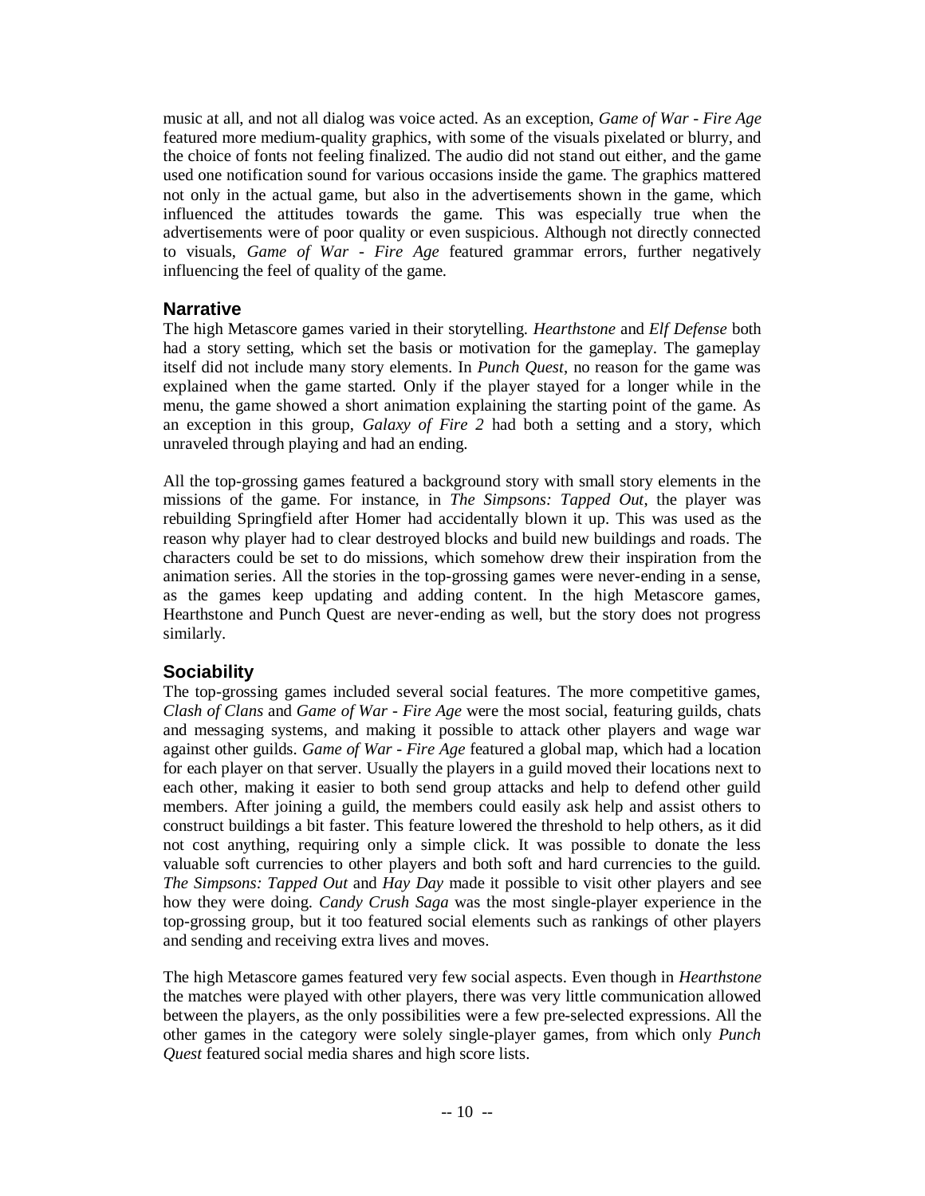music at all, and not all dialog was voice acted. As an exception, *Game of War - Fire Age* featured more medium-quality graphics, with some of the visuals pixelated or blurry, and the choice of fonts not feeling finalized. The audio did not stand out either, and the game used one notification sound for various occasions inside the game. The graphics mattered not only in the actual game, but also in the advertisements shown in the game, which influenced the attitudes towards the game. This was especially true when the advertisements were of poor quality or even suspicious. Although not directly connected to visuals, *Game of War - Fire Age* featured grammar errors, further negatively influencing the feel of quality of the game.

## Narrative

The high Metascore games varied in their storytelling. *Hearthstone* and *Elf Defense* both had a story setting, which set the basis or motivation for the gameplay. The gameplay itself did not include many story elements. In *Punch Quest*, no reason for the game was explained when the game started. Only if the player stayed for a longer while in the menu, the game showed a short animation explaining the starting point of the game. As an exception in this group, *Galaxy of Fire 2* had both a setting and a story, which unraveled through playing and had an ending.

All the top-grossing games featured a background story with small story elements in the missions of the game. For instance, in *The Simpsons: Tapped Out*, the player was rebuilding Springfield after Homer had accidentally blown it up. This was used as the reason why player had to clear destroyed blocks and build new buildings and roads. The characters could be set to do missions, which somehow drew their inspiration from the animation series. All the stories in the top-grossing games were never-ending in a sense, as the games keep updating and adding content. In the high Metascore games, Hearthstone and Punch Quest are never-ending as well, but the story does not progress similarly.

## Sociability

The top-grossing games included several social features. The more competitive games, *Clash of Clans* and *Game of War - Fire Age* were the most social, featuring guilds, chats and messaging systems, and making it possible to attack other players and wage war against other guilds. *Game of War - Fire Age* featured a global map, which had a location for each player on that server. Usually the players in a guild moved their locations next to each other, making it easier to both send group attacks and help to defend other guild members. After joining a guild, the members could easily ask help and assist others to construct buildings a bit faster. This feature lowered the threshold to help others, as it did not cost anything, requiring only a simple click. It was possible to donate the less valuable soft currencies to other players and both soft and hard currencies to the guild. *The Simpsons: Tapped Out* and *Hay Day* made it possible to visit other players and see how they were doing. *Candy Crush Saga* was the most single-player experience in the top-grossing group, but it too featured social elements such as rankings of other players and sending and receiving extra lives and moves.

The high Metascore games featured very few social aspects. Even though in *Hearthstone* the matches were played with other players, there was very little communication allowed between the players, as the only possibilities were a few pre-selected expressions. All the other games in the category were solely single-player games, from which only *Punch Quest* featured social media shares and high score lists.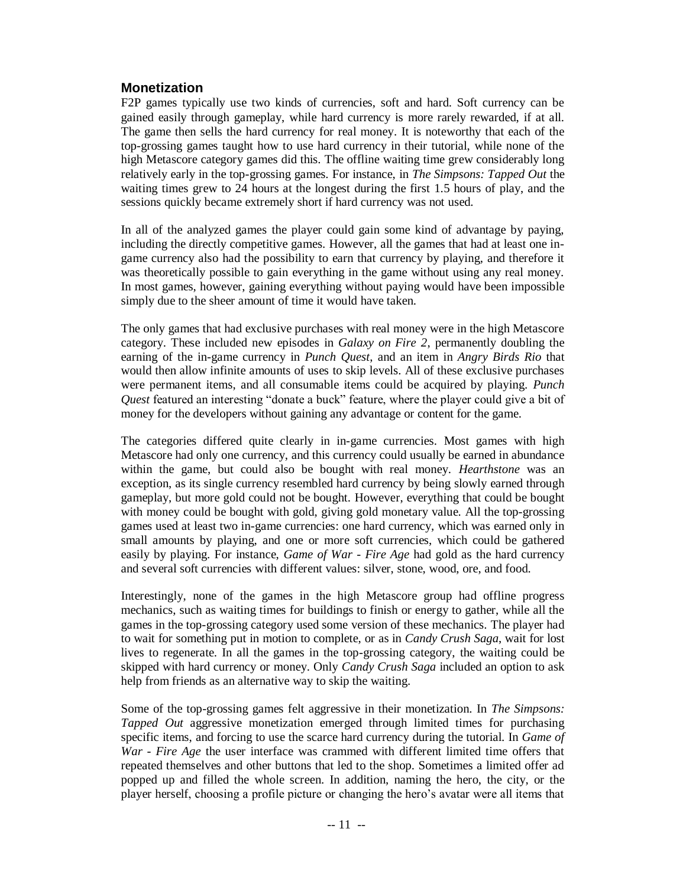## Monetization

F2P games typically use two kinds of currencies, soft and hard. Soft currency can be gained easily through gameplay, while hard currency is more rarely rewarded, if at all. The game then sells the hard currency for real money. It is noteworthy that each of the top-grossing games taught how to use hard currency in their tutorial, while none of the high Metascore category games did this. The offline waiting time grew considerably long relatively early in the top-grossing games. For instance, in *The Simpsons: Tapped Out* the waiting times grew to 24 hours at the longest during the first 1.5 hours of play, and the sessions quickly became extremely short if hard currency was not used.

In all of the analyzed games the player could gain some kind of advantage by paying, including the directly competitive games. However, all the games that had at least one in-game currency also had the possibility to earn that currency by playing, and therefore it was theoretically possible to gain everything in the game without using any real money. In most games, however, gaining everything without paying would have been impossible simply due to the sheer amount of time it would have taken.

The only games that had exclusive purchases with real money were in the high Metascore category. These included new episodes in *Galaxy on Fire 2*, permanently doubling the earning of the in-game currency in *Punch Quest*, and an item in *Angry Birds Rio* that would then allow infinite amounts of uses to skip levels. All of these exclusive purchases were permanent items, and all consumable items could be acquired by playing. *Punch Quest* featured an interesting "donate a buck" feature, where the player could give a bit of money for the developers without gaining any advantage or content for the game.

The categories differed quite clearly in in-game currencies. Most games with high Metascore had only one currency, and this currency could usually be earned in abundance within the game, but could also be bought with real money. *Hearthstone* was an exception, as its single currency resembled hard currency by being slowly earned through gameplay, but more gold could not be bought. However, everything that could be bought with money could be bought with gold, giving gold monetary value. All the top-grossing games used at least two in-game currencies: one hard currency, which was earned only in small amounts by playing, and one or more soft currencies, which could be gathered easily by playing. For instance, *Game of War - Fire Age* had gold as the hard currency and several soft currencies with different values: silver, stone, wood, ore, and food.

Interestingly, none of the games in the high Metascore group had offline progress mechanics, such as waiting times for buildings to finish or energy to gather, while all the games in the top-grossing category used some version of these mechanics. The player had to wait for something put in motion to complete, or as in *Candy Crush Saga*, wait for lost lives to regenerate. In all the games in the top-grossing category, the waiting could be skipped with hard currency or money. Only *Candy Crush Saga* included an option to ask help from friends as an alternative way to skip the waiting.

Some of the top-grossing games felt aggressive in their monetization. In *The Simpsons: Tapped Out* aggressive monetization emerged through limited times for purchasing specific items, and forcing to use the scarce hard currency during the tutorial. In *Game of War - Fire Age* the user interface was crammed with different limited time offers that repeated themselves and other buttons that led to the shop. Sometimes a limited offer ad popped up and filled the whole screen. In addition, naming the hero, the city, or the player herself, choosing a profile picture or changing the hero's avatar were all items that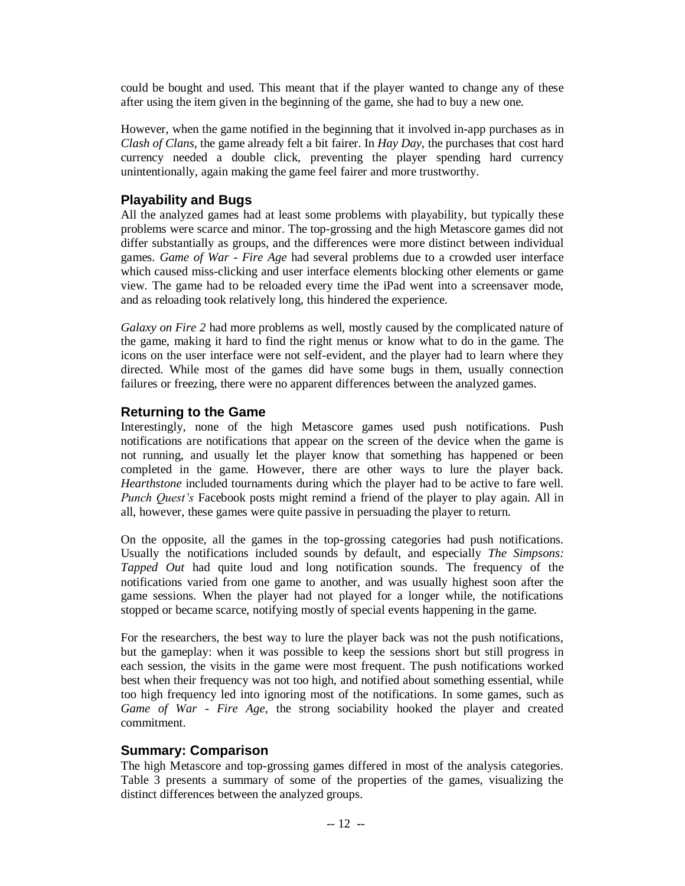could be bought and used. This meant that if the player wanted to change any of these after using the item given in the beginning of the game, she had to buy a new one.

However, when the game notified in the beginning that it involved in-app purchases as in *Clash of Clans*, the game already felt a bit fairer. In *Hay Day*, the purchases that cost hard currency needed a double click, preventing the player spending hard currency unintentionally, again making the game feel fairer and more trustworthy.

### Playability and Bugs

All the analyzed games had at least some problems with playability, but typically these problems were scarce and minor. The top-grossing and the high Metascore games did not differ substantially as groups, and the differences were more distinct between individual games. *Game of War - Fire Age* had several problems due to a crowded user interface which caused miss-clicking and user interface elements blocking other elements or game view. The game had to be reloaded every time the iPad went into a screensaver mode, and as reloading took relatively long, this hindered the experience.

*Galaxy on Fire 2* had more problems as well, mostly caused by the complicated nature of the game, making it hard to find the right menus or know what to do in the game. The icons on the user interface were not self-evident, and the player had to learn where they directed. While most of the games did have some bugs in them, usually connection failures or freezing, there were no apparent differences between the analyzed games.

### Returning to the Game

Interestingly, none of the high Metascore games used push notifications. Push notifications are notifications that appear on the screen of the device when the game is not running, and usually let the player know that something has happened or been completed in the game. However, there are other ways to lure the player back. *Hearthstone* included tournaments during which the player had to be active to fare well. *Punch Quest's* Facebook posts might remind a friend of the player to play again. All in all, however, these games were quite passive in persuading the player to return.

On the opposite, all the games in the top-grossing categories had push notifications. Usually the notifications included sounds by default, and especially *The Simpsons: Tapped Out* had quite loud and long notification sounds. The frequency of the notifications varied from one game to another, and was usually highest soon after the game sessions. When the player had not played for a longer while, the notifications stopped or became scarce, notifying mostly of special events happening in the game.

For the researchers, the best way to lure the player back was not the push notifications, but the gameplay: when it was possible to keep the sessions short but still progress in each session, the visits in the game were most frequent. The push notifications worked best when their frequency was not too high, and notified about something essential, while too high frequency led into ignoring most of the notifications. In some games, such as *Game of War - Fire Age*, the strong sociability hooked the player and created commitment.

### Summary: Comparison

The high Metascore and top-grossing games differed in most of the analysis categories. Table 3 presents a summary of some of the properties of the games, visualizing the distinct differences between the analyzed groups.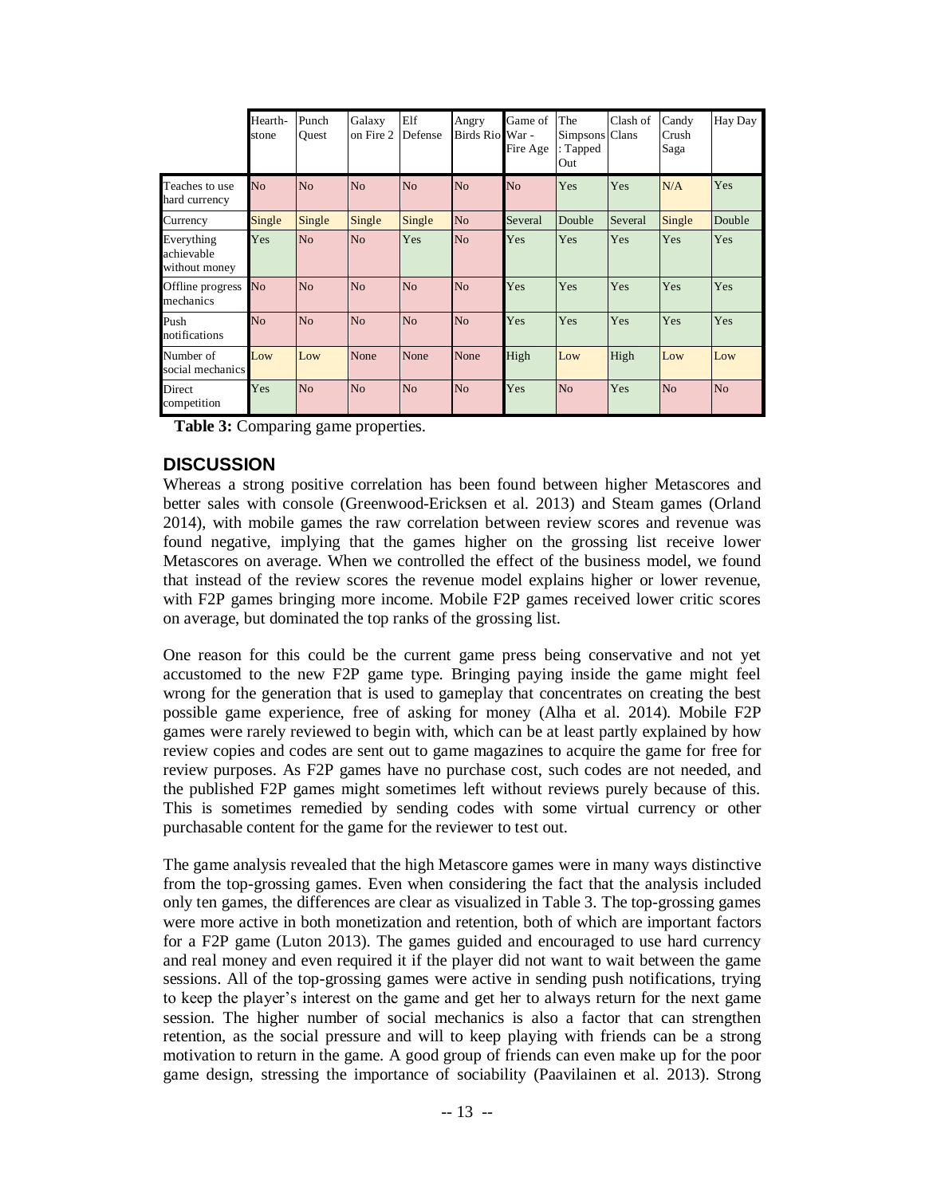| | Hearth-stone | Punch Quest | Galaxy on Fire 2 | Elf Defense | Angry Birds Rio | Game of War - Fire Age | The Simpsons: Tapped Out | Clash of Clans | Candy Crush Saga | Hay Day |
|---|---|---|---|---|---|---|---|---|---|---|
| Teaches to use hard currency | No | No | No | No | No | No | Yes | Yes | N/A | Yes |
| Currency | Single | Single | Single | Single | No | Several | Double | Several | Single | Double |
| Everything achievable without money | Yes | No | No | Yes | No | Yes | Yes | Yes | Yes | Yes |
| Offline progress mechanics | No | No | No | No | No | Yes | Yes | Yes | Yes | Yes |
| Push notifications | No | No | No | No | No | Yes | Yes | Yes | Yes | Yes |
| Number of social mechanics | Low | Low | None | None | None | High | Low | High | Low | Low |
| Direct competition | Yes | No | No | No | No | Yes | No | Yes | No | No |

**Table 3:** Comparing game properties.

## DISCUSSION

Whereas a strong positive correlation has been found between higher Metascores and better sales with console (Greenwood-Ericksen et al. 2013) and Steam games (Orland 2014), with mobile games the raw correlation between review scores and revenue was found negative, implying that the games higher on the grossing list receive lower Metascores on average. When we controlled the effect of the business model, we found that instead of the review scores the revenue model explains higher or lower revenue, with F2P games bringing more income. Mobile F2P games received lower critic scores on average, but dominated the top ranks of the grossing list.

One reason for this could be the current game press being conservative and not yet accustomed to the new F2P game type. Bringing paying inside the game might feel wrong for the generation that is used to gameplay that concentrates on creating the best possible game experience, free of asking for money (Alha et al. 2014). Mobile F2P games were rarely reviewed to begin with, which can be at least partly explained by how review copies and codes are sent out to game magazines to acquire the game for free for review purposes. As F2P games have no purchase cost, such codes are not needed, and the published F2P games might sometimes left without reviews purely because of this. This is sometimes remedied by sending codes with some virtual currency or other purchasable content for the game for the reviewer to test out.

The game analysis revealed that the high Metascore games were in many ways distinctive from the top-grossing games. Even when considering the fact that the analysis included only ten games, the differences are clear as visualized in Table 3. The top-grossing games were more active in both monetization and retention, both of which are important factors for a F2P game (Luton 2013). The games guided and encouraged to use hard currency and real money and even required it if the player did not want to wait between the game sessions. All of the top-grossing games were active in sending push notifications, trying to keep the player's interest on the game and get her to always return for the next game session. The higher number of social mechanics is also a factor that can strengthen retention, as the social pressure and will to keep playing with friends can be a strong motivation to return in the game. A good group of friends can even make up for the poor game design, stressing the importance of sociability (Paavilainen et al. 2013). Strong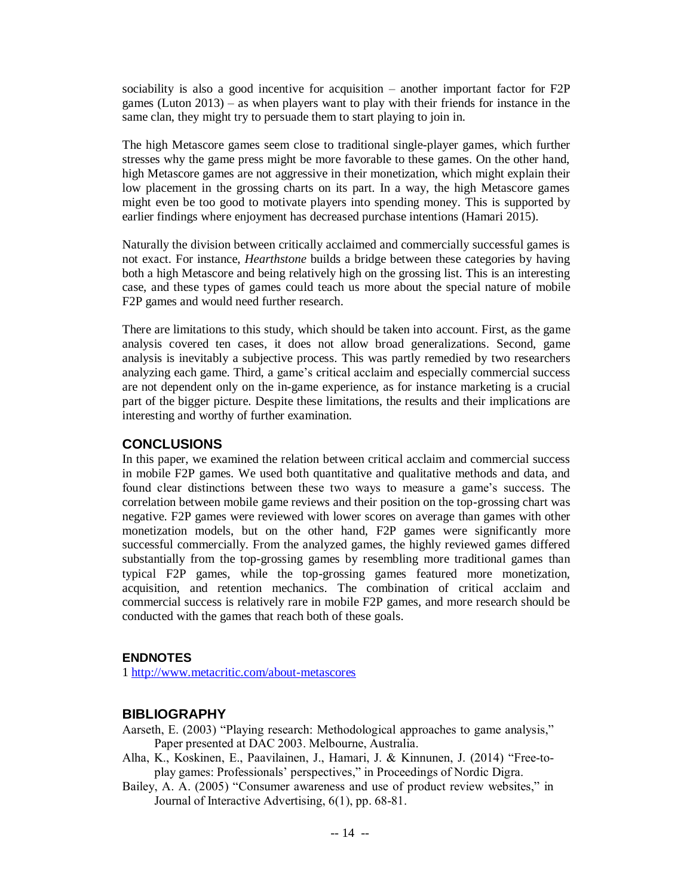sociability is also a good incentive for acquisition – another important factor for F2P games (Luton 2013) – as when players want to play with their friends for instance in the same clan, they might try to persuade them to start playing to join in.

The high Metascore games seem close to traditional single-player games, which further stresses why the game press might be more favorable to these games. On the other hand, high Metascore games are not aggressive in their monetization, which might explain their low placement in the grossing charts on its part. In a way, the high Metascore games might even be too good to motivate players into spending money. This is supported by earlier findings where enjoyment has decreased purchase intentions (Hamari 2015).

Naturally the division between critically acclaimed and commercially successful games is not exact. For instance, *Hearthstone* builds a bridge between these categories by having both a high Metascore and being relatively high on the grossing list. This is an interesting case, and these types of games could teach us more about the special nature of mobile F2P games and would need further research.

There are limitations to this study, which should be taken into account. First, as the game analysis covered ten cases, it does not allow broad generalizations. Second, game analysis is inevitably a subjective process. This was partly remedied by two researchers analyzing each game. Third, a game's critical acclaim and especially commercial success are not dependent only on the in-game experience, as for instance marketing is a crucial part of the bigger picture. Despite these limitations, the results and their implications are interesting and worthy of further examination.

## CONCLUSIONS

In this paper, we examined the relation between critical acclaim and commercial success in mobile F2P games. We used both quantitative and qualitative methods and data, and found clear distinctions between these two ways to measure a game's success. The correlation between mobile game reviews and their position on the top-grossing chart was negative. F2P games were reviewed with lower scores on average than games with other monetization models, but on the other hand, F2P games were significantly more successful commercially. From the analyzed games, the highly reviewed games differed substantially from the top-grossing games by resembling more traditional games than typical F2P games, while the top-grossing games featured more monetization, acquisition, and retention mechanics. The combination of critical acclaim and commercial success is relatively rare in mobile F2P games, and more research should be conducted with the games that reach both of these goals.

## ENDNOTES

1 http://www.metacritic.com/about-metascores

## BIBLIOGRAPHY

Aarseth, E. (2003) "Playing research: Methodological approaches to game analysis," Paper presented at DAC 2003. Melbourne, Australia.

Alha, K., Koskinen, E., Paavilainen, J., Hamari, J. & Kinnunen, J. (2014) "Free-to-play games: Professionals' perspectives," in Proceedings of Nordic Digra.

Bailey, A. A. (2005) "Consumer awareness and use of product review websites," in Journal of Interactive Advertising, 6(1), pp. 68-81.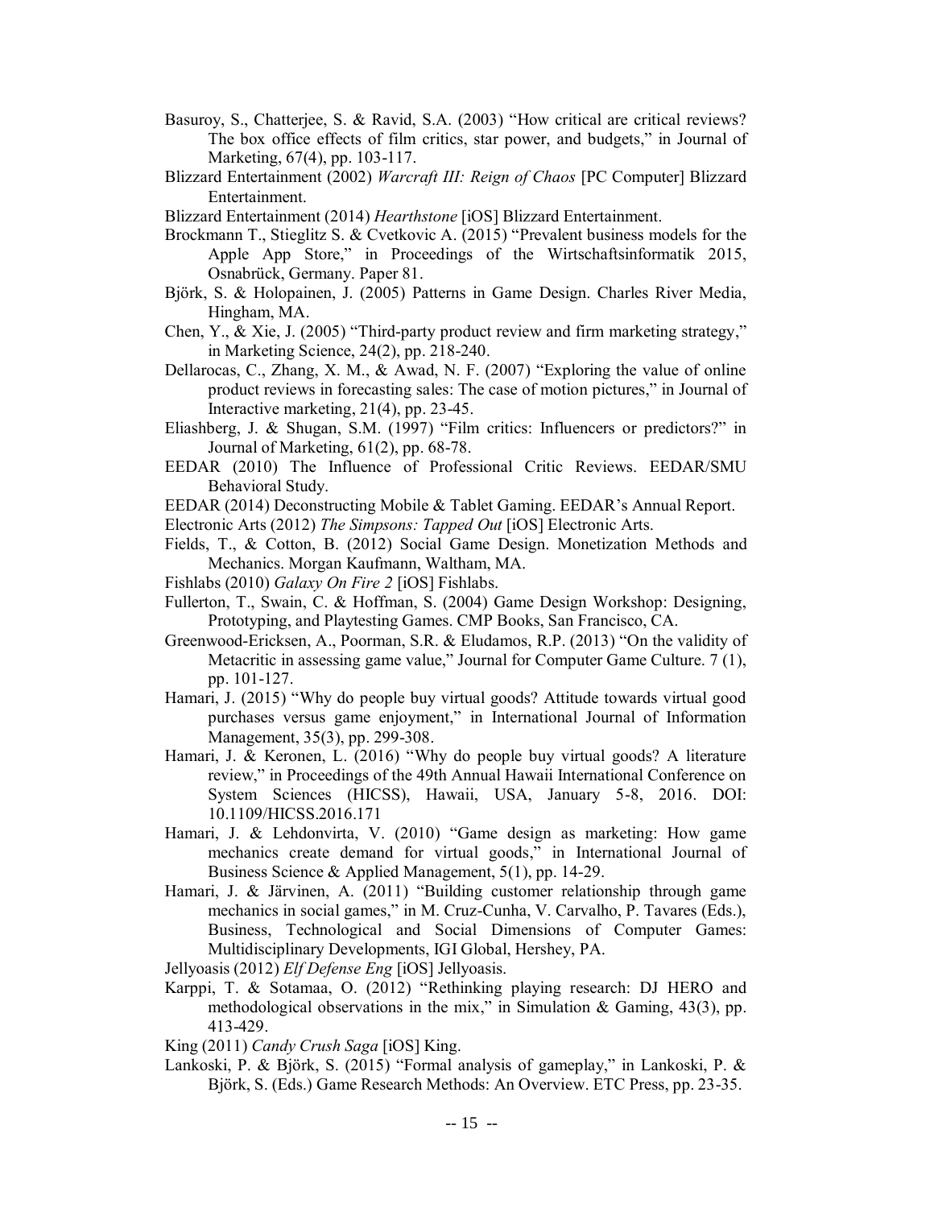Basuroy, S., Chatterjee, S. & Ravid, S.A. (2003) "How critical are critical reviews? The box office effects of film critics, star power, and budgets," in Journal of Marketing, 67(4), pp. 103-117.

Blizzard Entertainment (2002) *Warcraft III: Reign of Chaos* [PC Computer] Blizzard Entertainment.

Blizzard Entertainment (2014) *Hearthstone* [iOS] Blizzard Entertainment.

Brockmann T., Stieglitz S. & Cvetkovic A. (2015) "Prevalent business models for the Apple App Store," in Proceedings of the Wirtschaftsinformatik 2015, Osnabrück, Germany. Paper 81.

Björk, S. & Holopainen, J. (2005) Patterns in Game Design. Charles River Media, Hingham, MA.

Chen, Y., & Xie, J. (2005) "Third-party product review and firm marketing strategy," in Marketing Science, 24(2), pp. 218-240.

Dellarocas, C., Zhang, X. M., & Awad, N. F. (2007) "Exploring the value of online product reviews in forecasting sales: The case of motion pictures," in Journal of Interactive marketing, 21(4), pp. 23-45.

Eliashberg, J. & Shugan, S.M. (1997) "Film critics: Influencers or predictors?" in Journal of Marketing, 61(2), pp. 68-78.

EEDAR (2010) The Influence of Professional Critic Reviews. EEDAR/SMU Behavioral Study.

EEDAR (2014) Deconstructing Mobile & Tablet Gaming. EEDAR's Annual Report.

Electronic Arts (2012) *The Simpsons: Tapped Out* [iOS] Electronic Arts.

Fields, T., & Cotton, B. (2012) Social Game Design. Monetization Methods and Mechanics. Morgan Kaufmann, Waltham, MA.

Fishlabs (2010) *Galaxy On Fire 2* [iOS] Fishlabs.

Fullerton, T., Swain, C. & Hoffman, S. (2004) Game Design Workshop: Designing, Prototyping, and Playtesting Games. CMP Books, San Francisco, CA.

Greenwood-Ericksen, A., Poorman, S.R. & Eludamos, R.P. (2013) "On the validity of Metacritic in assessing game value," Journal for Computer Game Culture. 7 (1), pp. 101-127.

Hamari, J. (2015) "Why do people buy virtual goods? Attitude towards virtual good purchases versus game enjoyment," in International Journal of Information Management, 35(3), pp. 299-308.

Hamari, J. & Keronen, L. (2016) "Why do people buy virtual goods? A literature review," in Proceedings of the 49th Annual Hawaii International Conference on System Sciences (HICSS), Hawaii, USA, January 5-8, 2016. DOI: 10.1109/HICSS.2016.171

Hamari, J. & Lehdonvirta, V. (2010) "Game design as marketing: How game mechanics create demand for virtual goods," in International Journal of Business Science & Applied Management, 5(1), pp. 14-29.

Hamari, J. & Järvinen, A. (2011) "Building customer relationship through game mechanics in social games," in M. Cruz-Cunha, V. Carvalho, P. Tavares (Eds.), Business, Technological and Social Dimensions of Computer Games: Multidisciplinary Developments, IGI Global, Hershey, PA.

Jellyoasis (2012) *Elf Defense Eng* [iOS] Jellyoasis.

Karppi, T. & Sotamaa, O. (2012) "Rethinking playing research: DJ HERO and methodological observations in the mix," in Simulation & Gaming, 43(3), pp. 413-429.

King (2011) *Candy Crush Saga* [iOS] King.

Lankoski, P. & Björk, S. (2015) "Formal analysis of gameplay," in Lankoski, P. & Björk, S. (Eds.) Game Research Methods: An Overview. ETC Press, pp. 23-35.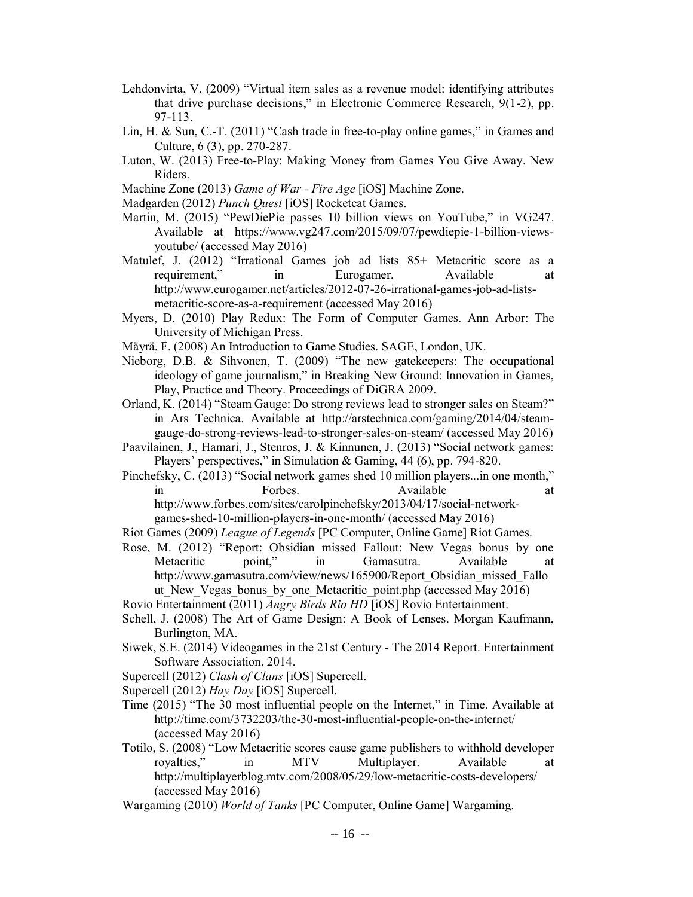Lehdonvirta, V. (2009) "Virtual item sales as a revenue model: identifying attributes that drive purchase decisions," in Electronic Commerce Research, 9(1-2), pp. 97-113.

Lin, H. & Sun, C.-T. (2011) "Cash trade in free-to-play online games," in Games and Culture, 6 (3), pp. 270-287.

Luton, W. (2013) Free-to-Play: Making Money from Games You Give Away. New Riders.

Machine Zone (2013) *Game of War - Fire Age* [iOS] Machine Zone.

Madgarden (2012) *Punch Quest* [iOS] Rocketcat Games.

Martin, M. (2015) "PewDiePie passes 10 billion views on YouTube," in VG247. Available at https://www.vg247.com/2015/09/07/pewdiepie-1-billion-views-youtube/ (accessed May 2016)

Matulef, J. (2012) "Irrational Games job ad lists 85+ Metacritic score as a requirement," in Eurogamer. Available at http://www.eurogamer.net/articles/2012-07-26-irrational-games-job-ad-lists-metacritic-score-as-a-requirement (accessed May 2016)

Myers, D. (2010) Play Redux: The Form of Computer Games. Ann Arbor: The University of Michigan Press.

Mäyrä, F. (2008) An Introduction to Game Studies. SAGE, London, UK.

Nieborg, D.B. & Sihvonen, T. (2009) "The new gatekeepers: The occupational ideology of game journalism," in Breaking New Ground: Innovation in Games, Play, Practice and Theory. Proceedings of DiGRA 2009.

Orland, K. (2014) "Steam Gauge: Do strong reviews lead to stronger sales on Steam?" in Ars Technica. Available at http://arstechnica.com/gaming/2014/04/steam-gauge-do-strong-reviews-lead-to-stronger-sales-on-steam/ (accessed May 2016)

Paavilainen, J., Hamari, J., Stenros, J. & Kinnunen, J. (2013) "Social network games: Players' perspectives," in Simulation & Gaming, 44 (6), pp. 794-820.

Pinchefsky, C. (2013) "Social network games shed 10 million players...in one month," in Forbes. Available at http://www.forbes.com/sites/carolpinchefsky/2013/04/17/social-network-games-shed-10-million-players-in-one-month/ (accessed May 2016)

Riot Games (2009) *League of Legends* [PC Computer, Online Game] Riot Games.

Rose, M. (2012) "Report: Obsidian missed Fallout: New Vegas bonus by one Metacritic point," in Gamasutra. Available at http://www.gamasutra.com/view/news/165900/Report_Obsidian_missed_Fallout_New_Vegas_bonus_by_one_Metacritic_point.php (accessed May 2016)

Rovio Entertainment (2011) *Angry Birds Rio HD* [iOS] Rovio Entertainment.

Schell, J. (2008) The Art of Game Design: A Book of Lenses. Morgan Kaufmann, Burlington, MA.

Siwek, S.E. (2014) Videogames in the 21st Century - The 2014 Report. Entertainment Software Association. 2014.

Supercell (2012) *Clash of Clans* [iOS] Supercell.

Supercell (2012) *Hay Day* [iOS] Supercell.

Time (2015) "The 30 most influential people on the Internet," in Time. Available at http://time.com/3732203/the-30-most-influential-people-on-the-internet/ (accessed May 2016)

Totilo, S. (2008) "Low Metacritic scores cause game publishers to withhold developer royalties," in MTV Multiplayer. Available at http://multiplayerblog.mtv.com/2008/05/29/low-metacritic-costs-developers/ (accessed May 2016)

Wargaming (2010) *World of Tanks* [PC Computer, Online Game] Wargaming.